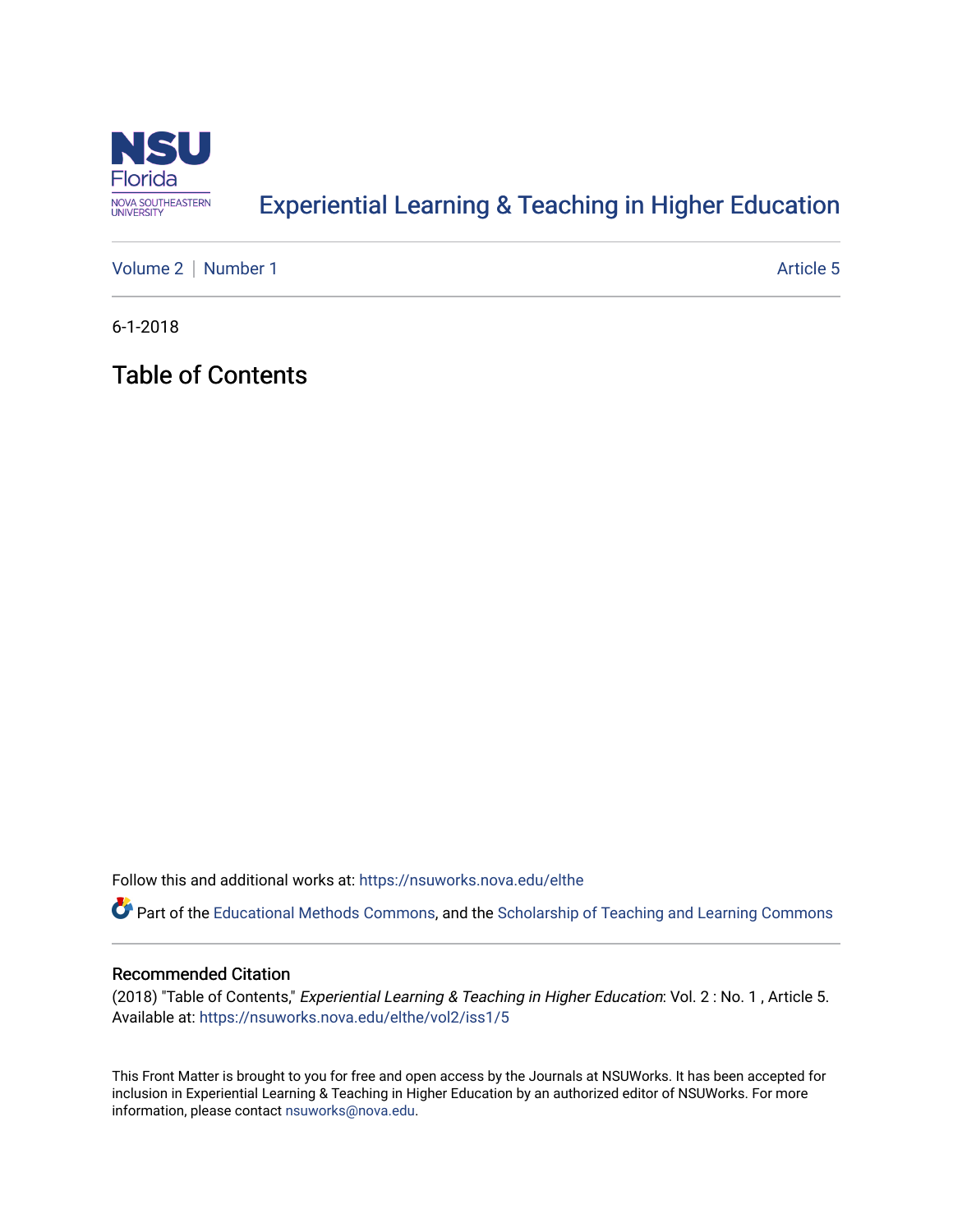# Experiential Learning & Teaching in Higher Education

Volume 2 | Number 1 Article 5

6-1-2018

## Table of Contents

Follow this and additional works at: https://nsuworks.nova.edu/elthe

Part of the Educational Methods Commons, and the Scholarship of Teaching and Learning Commons

### Recommended Citation

(2018) "Table of Contents," *Experiential Learning & Teaching in Higher Education*: Vol. 2 : No. 1 , Article 5.
Available at: https://nsuworks.nova.edu/elthe/vol2/iss1/5

This Front Matter is brought to you for free and open access by the Journals at NSUWorks. It has been accepted for inclusion in Experiential Learning & Teaching in Higher Education by an authorized editor of NSUWorks. For more information, please contact nsuworks@nova.edu.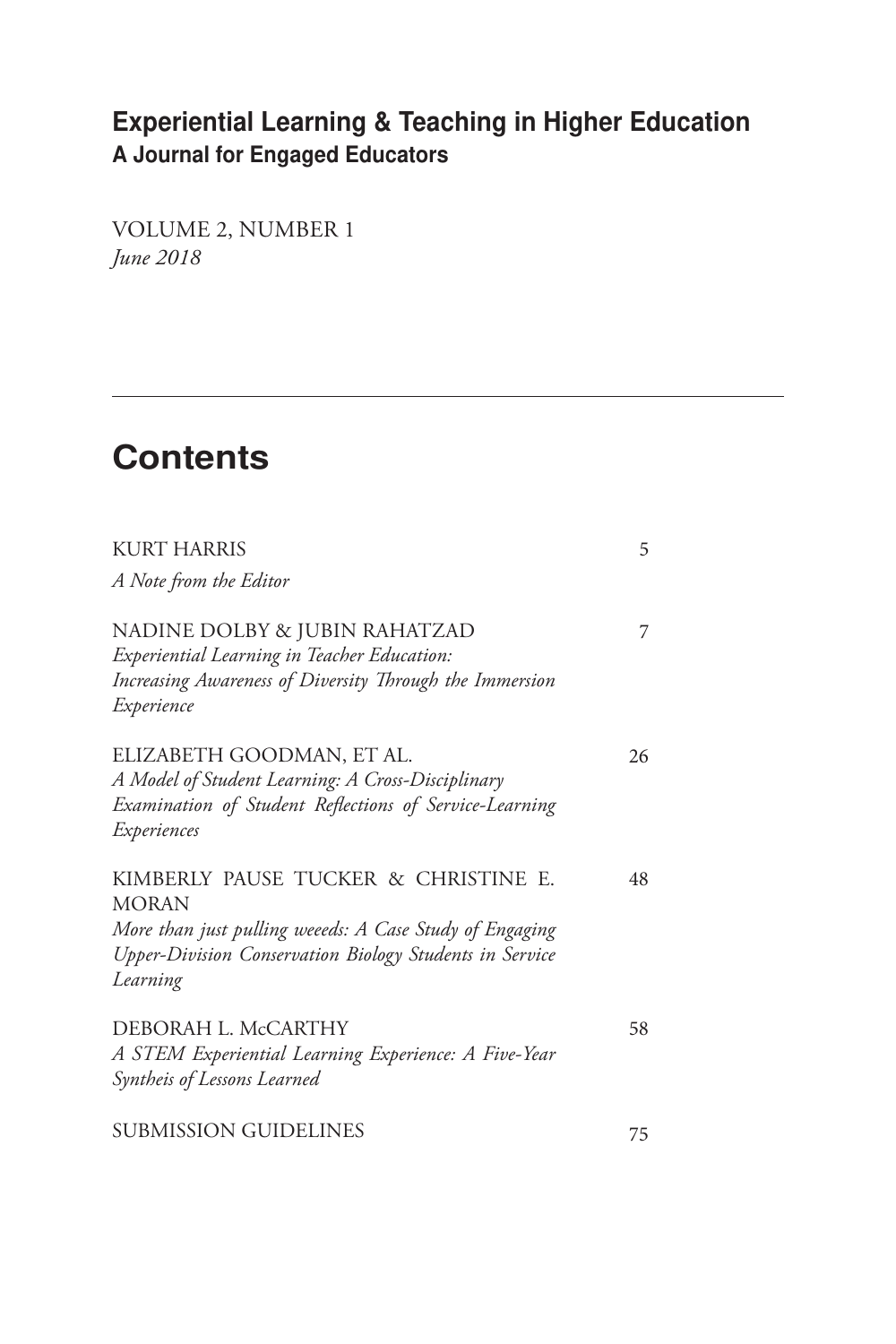**Experiential Learning & Teaching in Higher Education**
**A Journal for Engaged Educators**

VOLUME 2, NUMBER 1
*June 2018*

---

# Contents

KURT HARRIS — 5
*A Note from the Editor*

NADINE DOLBY & JUBIN RAHATZAD — 7
*Experiential Learning in Teacher Education: Increasing Awareness of Diversity Through the Immersion Experience*

ELIZABETH GOODMAN, ET AL. — 26
*A Model of Student Learning: A Cross-Disciplinary Examination of Student Reflections of Service-Learning Experiences*

KIMBERLY PAUSE TUCKER & CHRISTINE E. MORAN — 48
*More than just pulling weeeds: A Case Study of Engaging Upper-Division Conservation Biology Students in Service Learning*

DEBORAH L. McCARTHY — 58
*A STEM Experiential Learning Experience: A Five-Year Syntheis of Lessons Learned*

SUBMISSION GUIDELINES — 75